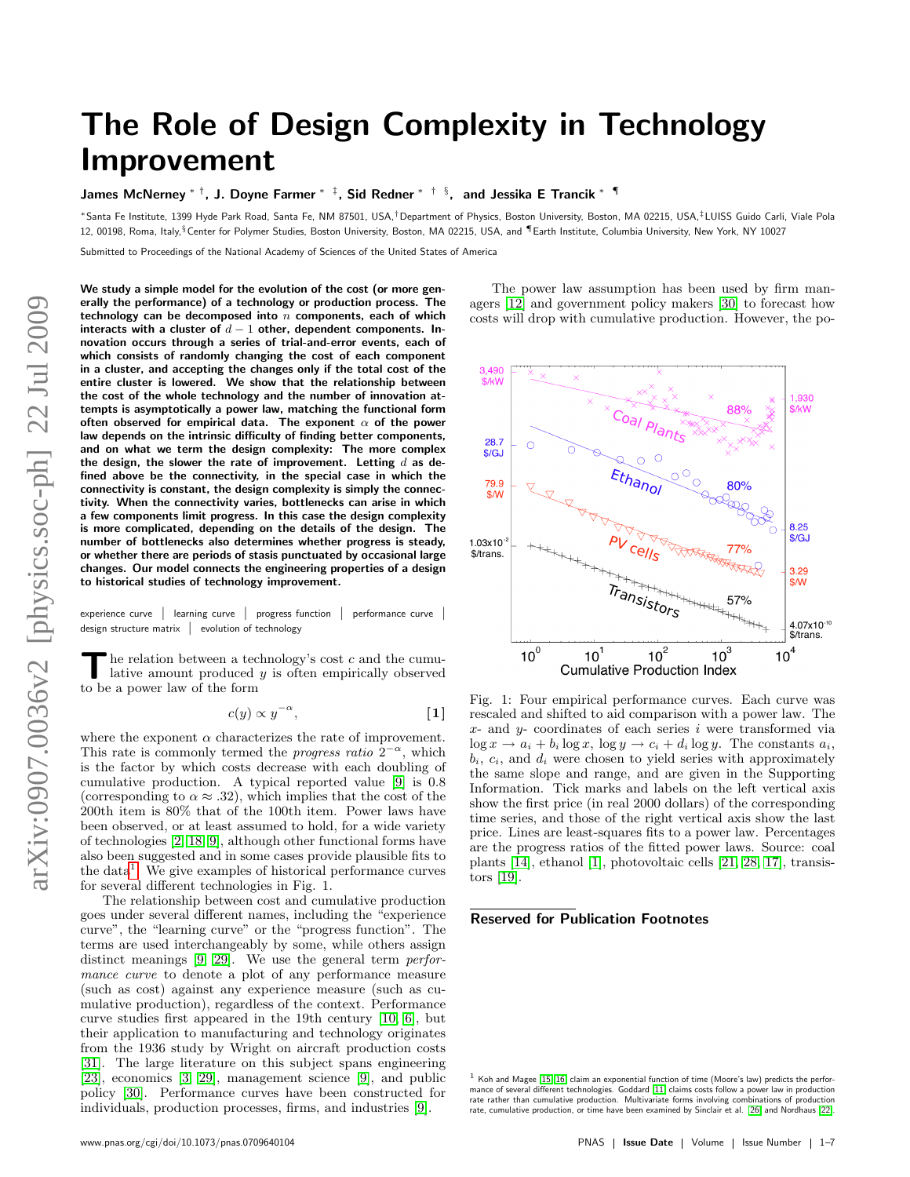# The Role of Design Complexity in Technology Improvement

**James McNerney [*] [†], J. Doyne Farmer [*] [‡], Sid Redner [*] [†] [§], and Jessika E Trancik [*] [¶]**

[*]Santa Fe Institute, 1399 Hyde Park Road, Santa Fe, NM 87501, USA,[†]Department of Physics, Boston University, Boston, MA 02215, USA,[‡]LUISS Guido Carli, Viale Pola 12, 00198, Roma, Italy,[§]Center for Polymer Studies, Boston University, Boston, MA 02215, USA, and [¶]Earth Institute, Columbia University, New York, NY 10027

Submitted to Proceedings of the National Academy of Sciences of the United States of America

**We study a simple model for the evolution of the cost (or more generally the performance) of a technology or production process. The technology can be decomposed into $n$ components, each of which interacts with a cluster of $d-1$ other, dependent components. Innovation occurs through a series of trial-and-error events, each of which consists of randomly changing the cost of each component in a cluster, and accepting the changes only if the total cost of the entire cluster is lowered. We show that the relationship between the cost of the whole technology and the number of innovation attempts is asymptotically a power law, matching the functional form often observed for empirical data. The exponent $\alpha$ of the power law depends on the intrinsic difficulty of finding better components, and on what we term the design complexity: The more complex the design, the slower the rate of improvement. Letting $d$ as defined above be the connectivity, in the special case in which the connectivity is constant, the design complexity is simply the connectivity. When the connectivity varies, bottlenecks can arise in which a few components limit progress. In this case the design complexity is more complicated, depending on the details of the design. The number of bottlenecks also determines whether progress is steady, or whether there are periods of stasis punctuated by occasional large changes. Our model connects the engineering properties of a design to historical studies of technology improvement.**

experience curve | learning curve | progress function | performance curve | design structure matrix | evolution of technology

The relation between a technology's cost $c$ and the cumulative amount produced $y$ is often empirically observed to be a power law of the form

$$c(y) \propto y^{-\alpha}, \qquad [1]$$

where the exponent $\alpha$ characterizes the rate of improvement. This rate is commonly termed the *progress ratio* $2^{-\alpha}$, which is the factor by which costs decrease with each doubling of cumulative production. A typical reported value [9] is 0.8 (corresponding to $\alpha \approx .32$), which implies that the cost of the 200th item is 80% that of the 100th item. Power laws have been observed, or at least assumed to hold, for a wide variety of technologies [2, 18, 9], although other functional forms have also been suggested and in some cases provide plausible fits to the data[1]. We give examples of historical performance curves for several different technologies in Fig. 1.

The relationship between cost and cumulative production goes under several different names, including the "experience curve", the "learning curve" or the "progress function". The terms are used interchangeably by some, while others assign distinct meanings [9, 29]. We use the general term *performance curve* to denote a plot of any performance measure (such as cost) against any experience measure (such as cumulative production), regardless of the context. Performance curve studies first appeared in the 19th century [10, 6], but their application to manufacturing and technology originates from the 1936 study by Wright on aircraft production costs [31]. The large literature on this subject spans engineering [23], economics [3, 29], management science [9], and public policy [30]. Performance curves have been constructed for individuals, production processes, firms, and industries [9].

The power law assumption has been used by firm managers [12] and government policy makers [30] to forecast how costs will drop with cumulative production. However, the po-

Fig. 1: Four empirical performance curves. Each curve was rescaled and shifted to aid comparison with a power law. The $x$- and $y$- coordinates of each series $i$ were transformed via $\log x \to a_i + b_i \log x$, $\log y \to c_i + d_i \log y$. The constants $a_i$, $b_i$, $c_i$, and $d_i$ were chosen to yield series with approximately the same slope and range, and are given in the Supporting Information. Tick marks and labels on the left vertical axis show the first price (in real 2000 dollars) of the corresponding time series, and those of the right vertical axis show the last price. Lines are least-squares fits to a power law. Percentages are the progress ratios of the fitted power laws. Source: coal plants [14], ethanol [1], photovoltaic cells [21, 28, 17], transistors [19].

**Reserved for Publication Footnotes**

[1] Koh and Magee [15, 16] claim an exponential function of time (Moore's law) predicts the performance of several different technologies. Goddard [11] claims costs follow a power law in production rate rather than cumulative production. Multivariate forms involving combinations of production rate, cumulative production, or time have been examined by Sinclair et al. [26] and Nordhaus [22].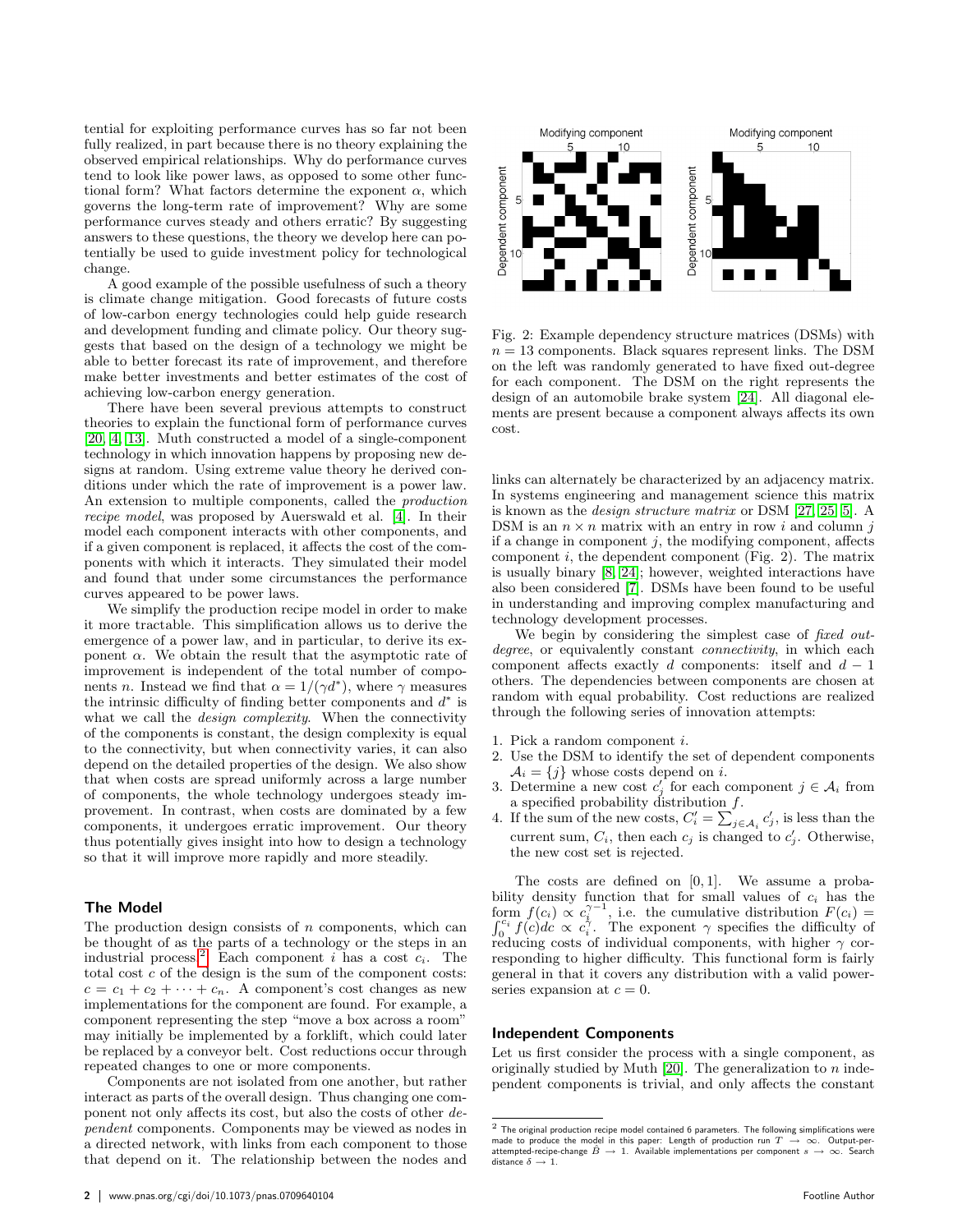tential for exploiting performance curves has so far not been fully realized, in part because there is no theory explaining the observed empirical relationships. Why do performance curves tend to look like power laws, as opposed to some other functional form? What factors determine the exponent $\alpha$, which governs the long-term rate of improvement? Why are some performance curves steady and others erratic? By suggesting answers to these questions, the theory we develop here can potentially be used to guide investment policy for technological change.

A good example of the possible usefulness of such a theory is climate change mitigation. Good forecasts of future costs of low-carbon energy technologies could help guide research and development funding and climate policy. Our theory suggests that based on the design of a technology we might be able to better forecast its rate of improvement, and therefore make better investments and better estimates of the cost of achieving low-carbon energy generation.

There have been several previous attempts to construct theories to explain the functional form of performance curves [20, 4, 13]. Muth constructed a model of a single-component technology in which innovation happens by proposing new designs at random. Using extreme value theory he derived conditions under which the rate of improvement is a power law. An extension to multiple components, called the *production recipe model*, was proposed by Auerswald et al. [4]. In their model each component interacts with other components, and if a given component is replaced, it affects the cost of the components with which it interacts. They simulated their model and found that under some circumstances the performance curves appeared to be power laws.

We simplify the production recipe model in order to make it more tractable. This simplification allows us to derive the emergence of a power law, and in particular, to derive its exponent $\alpha$. We obtain the result that the asymptotic rate of improvement is independent of the total number of components $n$. Instead we find that $\alpha = 1/(\gamma d^*)$, where $\gamma$ measures the intrinsic difficulty of finding better components and $d^*$ is what we call the *design complexity*. When the connectivity of the components is constant, the design complexity is equal to the connectivity, but when connectivity varies, it can also depend on the detailed properties of the design. We also show that when costs are spread uniformly across a large number of components, the whole technology undergoes steady improvement. In contrast, when costs are dominated by a few components, it undergoes erratic improvement. Our theory thus potentially gives insight into how to design a technology so that it will improve more rapidly and more steadily.

## The Model

The production design consists of $n$ components, which can be thought of as the parts of a technology or the steps in an industrial process[2]. Each component $i$ has a cost $c_i$. The total cost $c$ of the design is the sum of the component costs: $c = c_1 + c_2 + \cdots + c_n$. A component's cost changes as new implementations for the component are found. For example, a component representing the step "move a box across a room" may initially be implemented by a forklift, which could later be replaced by a conveyor belt. Cost reductions occur through repeated changes to one or more components.

Components are not isolated from one another, but rather interact as parts of the overall design. Thus changing one component not only affects its cost, but also the costs of other *dependent* components. Components may be viewed as nodes in a directed network, with links from each component to those that depend on it. The relationship between the nodes and links can alternately be characterized by an adjacency matrix. In systems engineering and management science this matrix is known as the *design structure matrix* or DSM [27, 25, 5]. A DSM is an $n \times n$ matrix with an entry in row $i$ and column $j$ if a change in component $j$, the modifying component, affects component $i$, the dependent component (Fig. 2). The matrix is usually binary [8, 24]; however, weighted interactions have also been considered [7]. DSMs have been found to be useful in understanding and improving complex manufacturing and technology development processes.

Modifying component
5
10
Dependent component
5
10

Modifying component
5
10
Dependent component
5
10

Fig. 2: Example dependency structure matrices (DSMs) with $n = 13$ components. Black squares represent links. The DSM on the left was randomly generated to have fixed out-degree for each component. The DSM on the right represents the design of an automobile brake system [24]. All diagonal elements are present because a component always affects its own cost.

We begin by considering the simplest case of *fixed out-degree*, or equivalently constant *connectivity*, in which each component affects exactly $d$ components: itself and $d - 1$ others. The dependencies between components are chosen at random with equal probability. Cost reductions are realized through the following series of innovation attempts:

1. Pick a random component $i$.
2. Use the DSM to identify the set of dependent components $\mathcal{A}_i = \{j\}$ whose costs depend on $i$.
3. Determine a new cost $c_j'$ for each component $j \in \mathcal{A}_i$ from a specified probability distribution $f$.
4. If the sum of the new costs, $C_i' = \sum_{j \in \mathcal{A}_i} c_j'$, is less than the current sum, $C_i$, then each $c_j$ is changed to $c_j'$. Otherwise, the new cost set is rejected.

The costs are defined on $[0, 1]$. We assume a probability density function that for small values of $c_i$ has the form $f(c_i) \propto c_i^{\gamma-1}$, i.e. the cumulative distribution $F(c_i) = \int_0^{c_i} f(c)dc \propto c_i^{\gamma}$. The exponent $\gamma$ specifies the difficulty of reducing costs of individual components, with higher $\gamma$ corresponding to higher difficulty. This functional form is fairly general in that it covers any distribution with a valid power-series expansion at $c = 0$.

## Independent Components

Let us first consider the process with a single component, as originally studied by Muth [20]. The generalization to $n$ independent components is trivial, and only affects the constant

[2] The original production recipe model contained 6 parameters. The following simplifications were made to produce the model in this paper: Length of production run $T \to \infty$. Output-per-attempted-recipe-change $B \to 1$. Available implementations per component $s \to \infty$. Search distance $\delta \to 1$.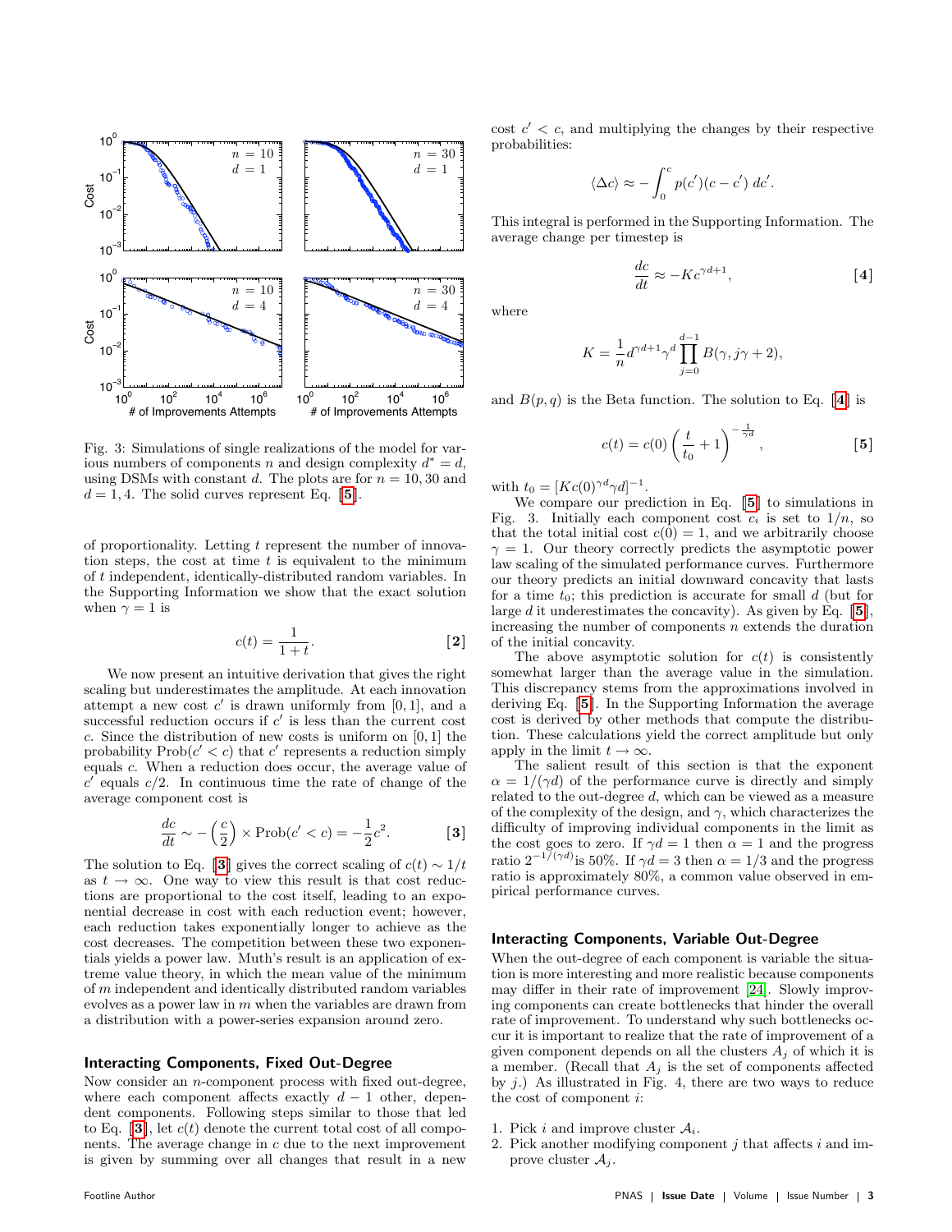Fig. 3: Simulations of single realizations of the model for various numbers of components $n$ and design complexity $d^* = d$, using DSMs with constant $d$. The plots are for $n = 10, 30$ and $d = 1, 4$. The solid curves represent Eq. [5].

of proportionality. Letting $t$ represent the number of innovation steps, the cost at time $t$ is equivalent to the minimum of $t$ independent, identically-distributed random variables. In the Supporting Information we show that the exact solution when $\gamma = 1$ is

$$c(t) = \frac{1}{1+t}. \qquad [2]$$

We now present an intuitive derivation that gives the right scaling but underestimates the amplitude. At each innovation attempt a new cost $c'$ is drawn uniformly from $[0, 1]$, and a successful reduction occurs if $c'$ is less than the current cost $c$. Since the distribution of new costs is uniform on $[0, 1]$ the probability $\text{Prob}(c' < c)$ that $c'$ represents a reduction simply equals $c$. When a reduction does occur, the average value of $c'$ equals $c/2$. In continuous time the rate of change of the average component cost is

$$\frac{dc}{dt} \sim -\left(\frac{c}{2}\right) \times \text{Prob}(c' < c) = -\frac{1}{2}c^2. \qquad [3]$$

The solution to Eq. [3] gives the correct scaling of $c(t) \sim 1/t$ as $t \to \infty$. One way to view this result is that cost reductions are proportional to the cost itself, leading to an exponential decrease in cost with each reduction event; however, each reduction takes exponentially longer to achieve as the cost decreases. The competition between these two exponentials yields a power law. Muth's result is an application of extreme value theory, in which the mean value of the minimum of $m$ independent and identically distributed random variables evolves as a power law in $m$ when the variables are drawn from a distribution with a power-series expansion around zero.

## Interacting Components, Fixed Out-Degree

Now consider an $n$-component process with fixed out-degree, where each component affects exactly $d - 1$ other, dependent components. Following steps similar to those that led to Eq. [3], let $c(t)$ denote the current total cost of all components. The average change in $c$ due to the next improvement is given by summing over all changes that result in a new cost $c' < c$, and multiplying the changes by their respective probabilities:

$$\langle \Delta c \rangle \approx -\int_0^c p(c')(c - c')\, dc'.$$

This integral is performed in the Supporting Information. The average change per timestep is

$$\frac{dc}{dt} \approx -Kc^{\gamma d+1}, \qquad [4]$$

where

$$K = \frac{1}{n} d^{\gamma d+1} \gamma^d \prod_{j=0}^{d-1} B(\gamma, j\gamma + 2),$$

and $B(p, q)$ is the Beta function. The solution to Eq. [4] is

$$c(t) = c(0) \left( \frac{t}{t_0} + 1 \right)^{-\frac{1}{\gamma d}}, \qquad [5]$$

with $t_0 = [Kc(0)^{\gamma d} \gamma d]^{-1}$.

We compare our prediction in Eq. [5] to simulations in Fig. 3. Initially each component cost $c_i$ is set to $1/n$, so that the total initial cost $c(0) = 1$, and we arbitrarily choose $\gamma = 1$. Our theory correctly predicts the asymptotic power law scaling of the simulated performance curves. Furthermore our theory predicts an initial downward concavity that lasts for a time $t_0$; this prediction is accurate for small $d$ (but for large $d$ it underestimates the concavity). As given by Eq. [5], increasing the number of components $n$ extends the duration of the initial concavity.

The above asymptotic solution for $c(t)$ is consistently somewhat larger than the average value in the simulation. This discrepancy stems from the approximations involved in deriving Eq. [5]. In the Supporting Information the average cost is derived by other methods that compute the distribution. These calculations yield the correct amplitude but only apply in the limit $t \to \infty$.

The salient result of this section is that the exponent $\alpha = 1/(\gamma d)$ of the performance curve is directly and simply related to the out-degree $d$, which can be viewed as a measure of the complexity of the design, and $\gamma$, which characterizes the difficulty of improving individual components in the limit as the cost goes to zero. If $\gamma d = 1$ then $\alpha = 1$ and the progress ratio $2^{-1/(\gamma d)}$ is 50%. If $\gamma d = 3$ then $\alpha = 1/3$ and the progress ratio is approximately 80%, a common value observed in empirical performance curves.

## Interacting Components, Variable Out-Degree

When the out-degree of each component is variable the situation is more interesting and more realistic because components may differ in their rate of improvement [24]. Slowly improving components can create bottlenecks that hinder the overall rate of improvement. To understand why such bottlenecks occur it is important to realize that the rate of improvement of a given component depends on all the clusters $A_j$ of which it is a member. (Recall that $A_j$ is the set of components affected by $j$.) As illustrated in Fig. 4, there are two ways to reduce the cost of component $i$:

1. Pick $i$ and improve cluster $\mathcal{A}_i$.
2. Pick another modifying component $j$ that affects $i$ and improve cluster $\mathcal{A}_j$.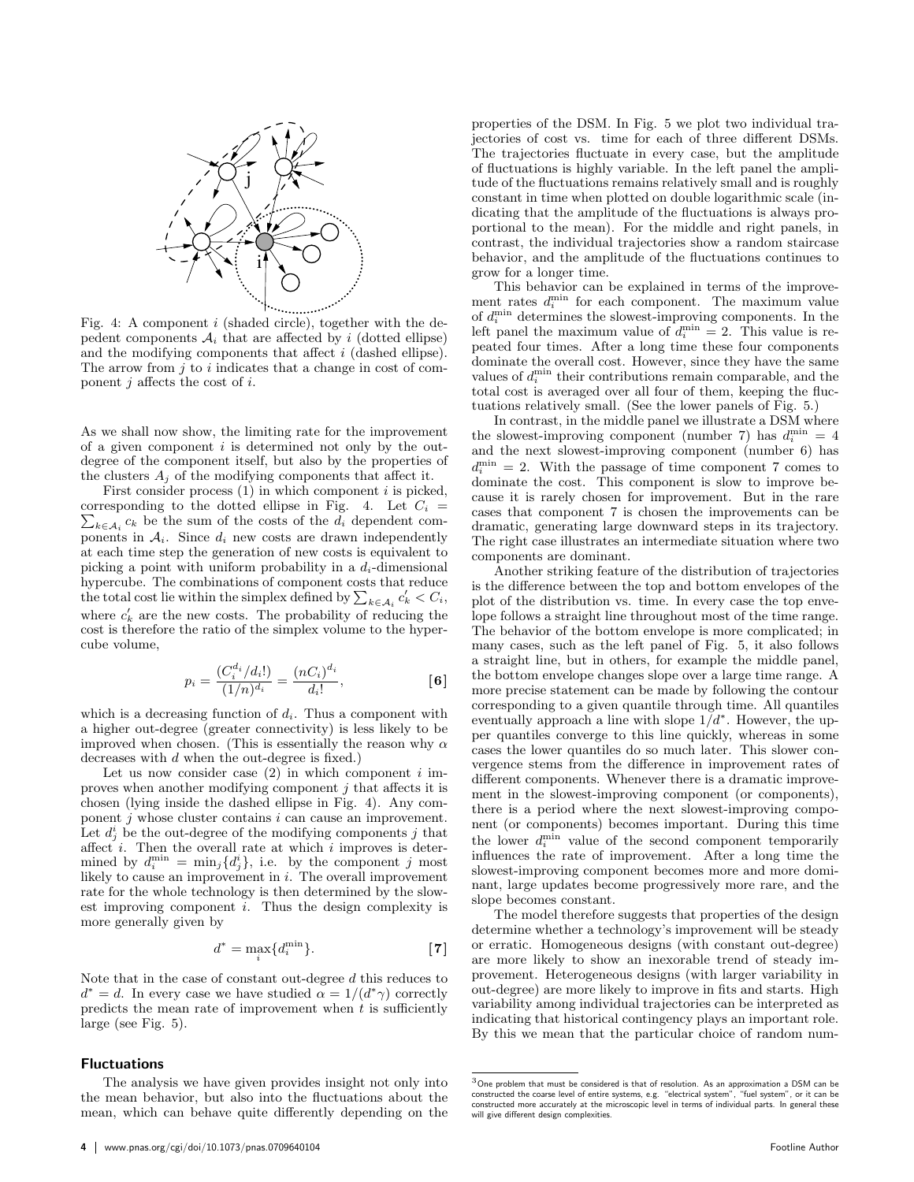Fig. 4: A component $i$ (shaded circle), together with the depedent components $\mathcal{A}_i$ that are affected by $i$ (dotted ellipse) and the modifying components that affect $i$ (dashed ellipse). The arrow from $j$ to $i$ indicates that a change in cost of component $j$ affects the cost of $i$.

As we shall now show, the limiting rate for the improvement of a given component $i$ is determined not only by the out-degree of the component itself, but also by the properties of the clusters $A_j$ of the modifying components that affect it.

First consider process (1) in which component $i$ is picked, corresponding to the dotted ellipse in Fig. 4. Let $C_i = \sum_{k\in\mathcal{A}_i} c_k$ be the sum of the costs of the $d_i$ dependent components in $\mathcal{A}_i$. Since $d_i$ new costs are drawn independently at each time step the generation of new costs is equivalent to picking a point with uniform probability in a $d_i$-dimensional hypercube. The combinations of component costs that reduce the total cost lie within the simplex defined by $\sum_{k\in\mathcal{A}_i} c'_k < C_i$, where $c'_k$ are the new costs. The probability of reducing the cost is therefore the ratio of the simplex volume to the hypercube volume,

$$p_i = \frac{(C_i^{d_i}/d_i!)}{(1/n)^{d_i}} = \frac{(nC_i)^{d_i}}{d_i!}, \qquad \textbf{[6]}$$

which is a decreasing function of $d_i$. Thus a component with a higher out-degree (greater connectivity) is less likely to be improved when chosen. (This is essentially the reason why $\alpha$ decreases with $d$ when the out-degree is fixed.)

Let us now consider case (2) in which component $i$ improves when another modifying component $j$ that affects it is chosen (lying inside the dashed ellipse in Fig. 4). Any component $j$ whose cluster contains $i$ can cause an improvement. Let $d^i_j$ be the out-degree of the modifying components $j$ that affect $i$. Then the overall rate at which $i$ improves is determined by $d_i^{\min} = \min_j\{d^i_j\}$, i.e. by the component $j$ most likely to cause an improvement in $i$. The overall improvement rate for the whole technology is then determined by the slowest improving component $i$. Thus the design complexity is more generally given by

$$d^* = \max_i\{d_i^{\min}\}. \qquad \textbf{[7]}$$

Note that in the case of constant out-degree $d$ this reduces to $d^* = d$. In every case we have studied $\alpha = 1/(d^*\gamma)$ correctly predicts the mean rate of improvement when $t$ is sufficiently large (see Fig. 5).

## Fluctuations

The analysis we have given provides insight not only into the mean behavior, but also into the fluctuations about the mean, which can behave quite differently depending on the properties of the DSM. In Fig. 5 we plot two individual trajectories of cost vs. time for each of three different DSMs. The trajectories fluctuate in every case, but the amplitude of fluctuations is highly variable. In the left panel the amplitude of the fluctuations remains relatively small and is roughly constant in time when plotted on double logarithmic scale (indicating that the amplitude of the fluctuations is always proportional to the mean). For the middle and right panels, in contrast, the individual trajectories show a random staircase behavior, and the amplitude of the fluctuations continues to grow for a longer time.

This behavior can be explained in terms of the improvement rates $d_i^{\min}$ for each component. The maximum value of $d_i^{\min}$ determines the slowest-improving components. In the left panel the maximum value of $d_i^{\min} = 2$. This value is repeated four times. After a long time these four components dominate the overall cost. However, since they have the same values of $d_i^{\min}$ their contributions remain comparable, and the total cost is averaged over all four of them, keeping the fluctuations relatively small. (See the lower panels of Fig. 5.)

In contrast, in the middle panel we illustrate a DSM where the slowest-improving component (number 7) has $d_i^{\min} = 4$ and the next slowest-improving component (number 6) has $d_i^{\min} = 2$. With the passage of time component 7 comes to dominate the cost. This component is slow to improve because it is rarely chosen for improvement. But in the rare cases that component 7 is chosen the improvements can be dramatic, generating large downward steps in its trajectory. The right case illustrates an intermediate situation where two components are dominant.

Another striking feature of the distribution of trajectories is the difference between the top and bottom envelopes of the plot of the distribution vs. time. In every case the top envelope follows a straight line throughout most of the time range. The behavior of the bottom envelope is more complicated; in many cases, such as the left panel of Fig. 5, it also follows a straight line, but in others, for example the middle panel, the bottom envelope changes slope over a large time range. A more precise statement can be made by following the contour corresponding to a given quantile through time. All quantiles eventually approach a line with slope $1/d^*$. However, the upper quantiles converge to this line quickly, whereas in some cases the lower quantiles do so much later. This slower convergence stems from the difference in improvement rates of different components. Whenever there is a dramatic improvement in the slowest-improving component (or components), there is a period where the next slowest-improving component (or components) becomes important. During this time the lower $d_i^{\min}$ value of the second component temporarily influences the rate of improvement. After a long time the slowest-improving component becomes more and more dominant, large updates become progressively more rare, and the slope becomes constant.

The model therefore suggests that properties of the design determine whether a technology's improvement will be steady or erratic. Homogeneous designs (with constant out-degree) are more likely to show an inexorable trend of steady improvement. Heterogeneous designs (with larger variability in out-degree) are more likely to improve in fits and starts. High variability among individual trajectories can be interpreted as indicating that historical contingency plays an important role. By this we mean that the particular choice of random num-

[3] One problem that must be considered is that of resolution. As an approximation a DSM can be constructed the coarse level of entire systems, e.g. "electrical system", "fuel system", or it can be constructed more accurately at the microscopic level in terms of individual parts. In general these will give different design complexities.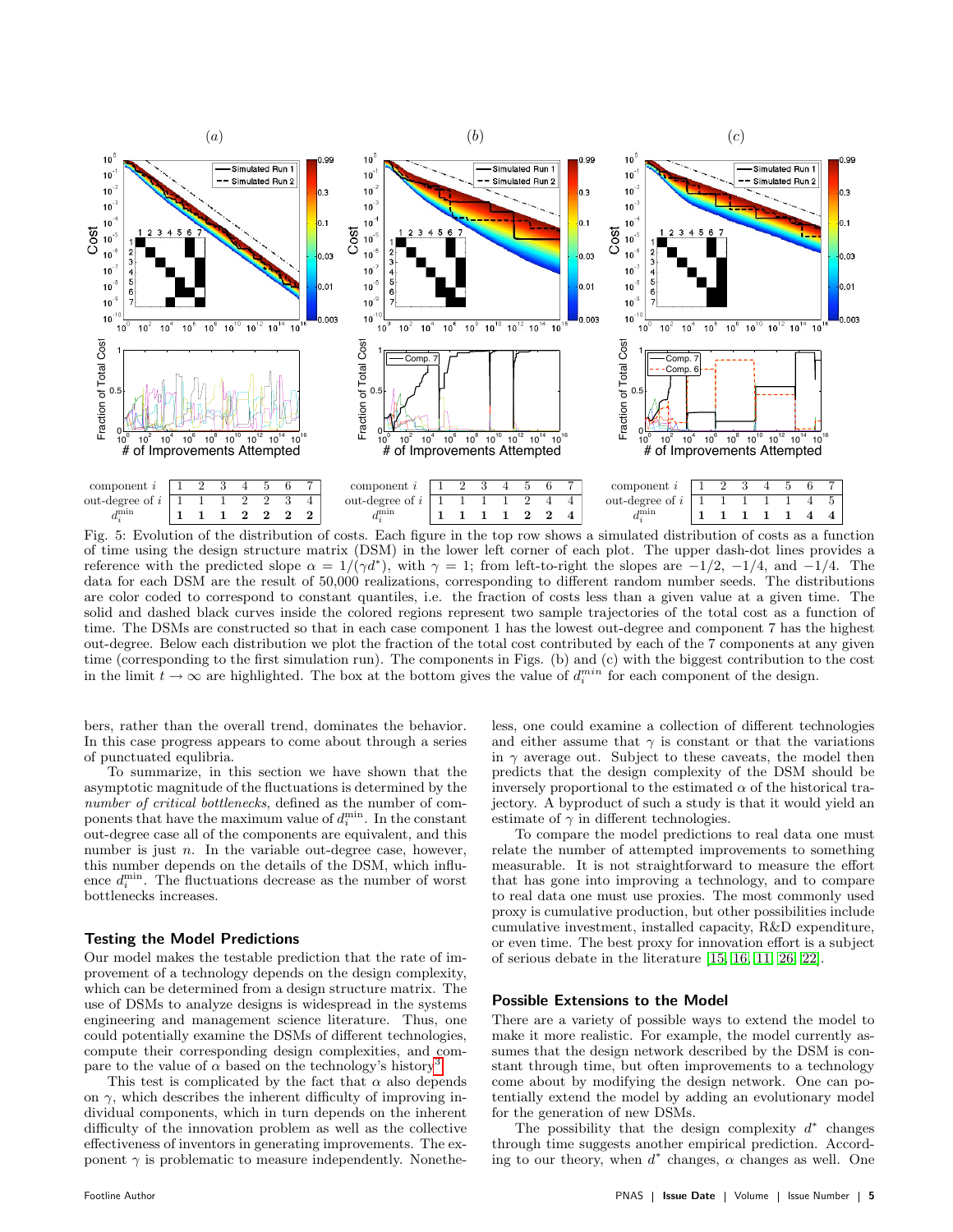| component $i$ | 1 | 2 | 3 | 4 | 5 | 6 | 7 |
|---|---|---|---|---|---|---|---|
| out-degree of $i$ | 1 | 1 | 1 | 2 | 2 | 3 | 4 |
| $d_i^{\min}$ | **1** | **1** | **1** | **2** | **2** | **2** | **2** |

| component $i$ | 1 | 2 | 3 | 4 | 5 | 6 | 7 |
|---|---|---|---|---|---|---|---|
| out-degree of $i$ | 1 | 1 | 1 | 1 | 2 | 4 | 4 |
| $d_i^{\min}$ | **1** | **1** | **1** | **1** | **2** | **2** | **4** |

| component $i$ | 1 | 2 | 3 | 4 | 5 | 6 | 7 |
|---|---|---|---|---|---|---|---|
| out-degree of $i$ | 1 | 1 | 1 | 1 | 1 | 4 | 5 |
| $d_i^{\min}$ | **1** | **1** | **1** | **1** | **1** | **4** | **4** |

Fig. 5: Evolution of the distribution of costs. Each figure in the top row shows a simulated distribution of costs as a function of time using the design structure matrix (DSM) in the lower left corner of each plot. The upper dash-dot lines provides a reference with the predicted slope $\alpha = 1/(\gamma d^*)$, with $\gamma = 1$; from left-to-right the slopes are $-1/2$, $-1/4$, and $-1/4$. The data for each DSM are the result of 50,000 realizations, corresponding to different random number seeds. The distributions are color coded to correspond to constant quantiles, i.e. the fraction of costs less than a given value at a given time. The solid and dashed black curves inside the colored regions represent two sample trajectories of the total cost as a function of time. The DSMs are constructed so that in each case component 1 has the lowest out-degree and component 7 has the highest out-degree. Below each distribution we plot the fraction of the total cost contributed by each of the 7 components at any given time (corresponding to the first simulation run). The components in Figs. (b) and (c) with the biggest contribution to the cost in the limit $t \to \infty$ are highlighted. The box at the bottom gives the value of $d_i^{min}$ for each component of the design.

bers, rather than the overall trend, dominates the behavior. In this case progress appears to come about through a series of punctuated equlibria.

To summarize, in this section we have shown that the asymptotic magnitude of the fluctuations is determined by the *number of critical bottlenecks*, defined as the number of components that have the maximum value of $d_i^{\min}$. In the constant out-degree case all of the components are equivalent, and this number is just $n$. In the variable out-degree case, however, this number depends on the details of the DSM, which influence $d_i^{\min}$. The fluctuations decrease as the number of worst bottlenecks increases.

## Testing the Model Predictions

Our model makes the testable prediction that the rate of improvement of a technology depends on the design complexity, which can be determined from a design structure matrix. The use of DSMs to analyze designs is widespread in the systems engineering and management science literature. Thus, one could potentially examine the DSMs of different technologies, compute their corresponding design complexities, and compare to the value of $\alpha$ based on the technology's history[3].

This test is complicated by the fact that $\alpha$ also depends on $\gamma$, which describes the inherent difficulty of improving individual components, which in turn depends on the inherent difficulty of the innovation problem as well as the collective effectiveness of inventors in generating improvements. The exponent $\gamma$ is problematic to measure independently. Nonetheless, one could examine a collection of different technologies and either assume that $\gamma$ is constant or that the variations in $\gamma$ average out. Subject to these caveats, the model then predicts that the design complexity of the DSM should be inversely proportional to the estimated $\alpha$ of the historical trajectory. A byproduct of such a study is that it would yield an estimate of $\gamma$ in different technologies.

To compare the model predictions to real data one must relate the number of attempted improvements to something measurable. It is not straightforward to measure the effort that has gone into improving a technology, and to compare to real data one must use proxies. The most commonly used proxy is cumulative production, but other possibilities include cumulative investment, installed capacity, R&D expenditure, or even time. The best proxy for innovation effort is a subject of serious debate in the literature [15, 16, 11, 26, 22].

## Possible Extensions to the Model

There are a variety of possible ways to extend the model to make it more realistic. For example, the model currently assumes that the design network described by the DSM is constant through time, but often improvements to a technology come about by modifying the design network. One can potentially extend the model by adding an evolutionary model for the generation of new DSMs.

The possibility that the design complexity $d^*$ changes through time suggests another empirical prediction. According to our theory, when $d^*$ changes, $\alpha$ changes as well. One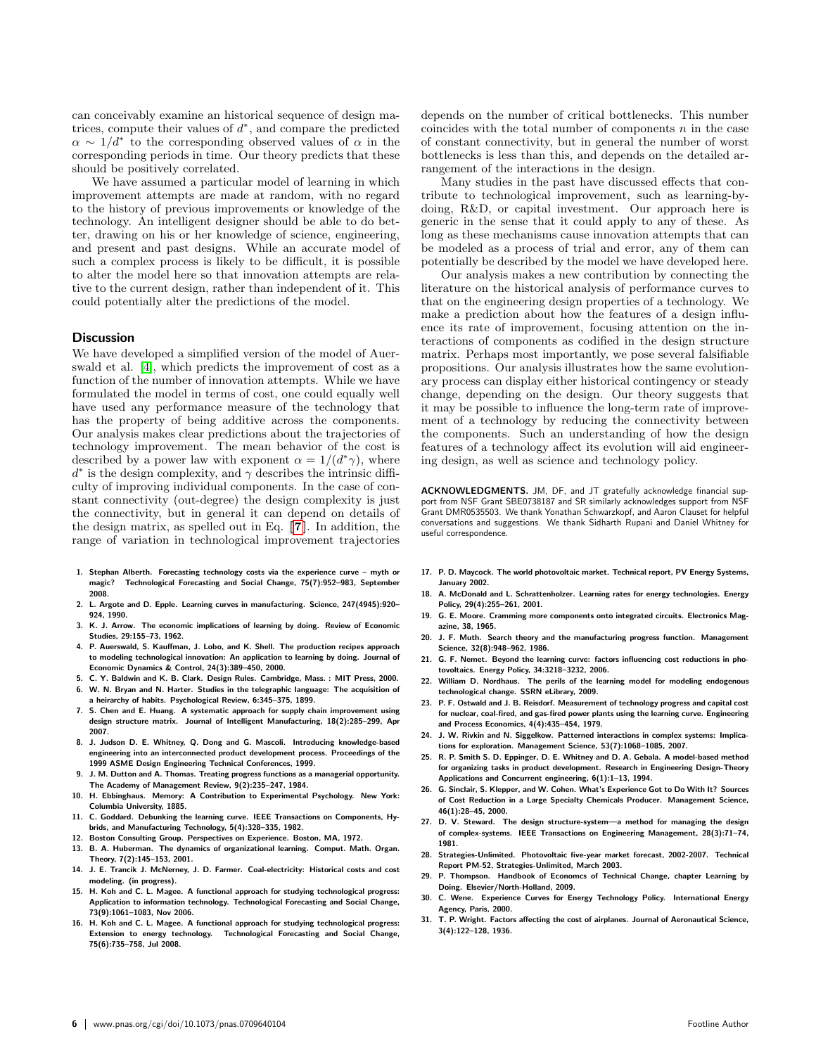can conceivably examine an historical sequence of design matrices, compute their values of $d^*$, and compare the predicted $\alpha \sim 1/d^*$ to the corresponding observed values of $\alpha$ in the corresponding periods in time. Our theory predicts that these should be positively correlated.

We have assumed a particular model of learning in which improvement attempts are made at random, with no regard to the history of previous improvements or knowledge of the technology. An intelligent designer should be able to do better, drawing on his or her knowledge of science, engineering, and present and past designs. While an accurate model of such a complex process is likely to be difficult, it is possible to alter the model here so that innovation attempts are relative to the current design, rather than independent of it. This could potentially alter the predictions of the model.

## Discussion

We have developed a simplified version of the model of Auerswald et al. [4], which predicts the improvement of cost as a function of the number of innovation attempts. While we have formulated the model in terms of cost, one could equally well have used any performance measure of the technology that has the property of being additive across the components. Our analysis makes clear predictions about the trajectories of technology improvement. The mean behavior of the cost is described by a power law with exponent $\alpha = 1/(d^*\gamma)$, where $d^*$ is the design complexity, and $\gamma$ describes the intrinsic difficulty of improving individual components. In the case of constant connectivity (out-degree) the design complexity is just the connectivity, but in general it can depend on details of the design matrix, as spelled out in Eq. [7]. In addition, the range of variation in technological improvement trajectories depends on the number of critical bottlenecks. This number coincides with the total number of components $n$ in the case of constant connectivity, but in general the number of worst bottlenecks is less than this, and depends on the detailed arrangement of the interactions in the design.

Many studies in the past have discussed effects that contribute to technological improvement, such as learning-by-doing, R&D, or capital investment. Our approach here is generic in the sense that it could apply to any of these. As long as these mechanisms cause innovation attempts that can be modeled as a process of trial and error, any of them can potentially be described by the model we have developed here.

Our analysis makes a new contribution by connecting the literature on the historical analysis of performance curves to that on the engineering design properties of a technology. We make a prediction about how the features of a design influence its rate of improvement, focusing attention on the interactions of components as codified in the design structure matrix. Perhaps most importantly, we pose several falsifiable propositions. Our analysis illustrates how the same evolutionary process can display either historical contingency or steady change, depending on the design. Our theory suggests that it may be possible to influence the long-term rate of improvement of a technology by reducing the connectivity between the components. Such an understanding of how the design features of a technology affect its evolution will aid engineering design, as well as science and technology policy.

**ACKNOWLEDGMENTS.** JM, DF, and JT gratefully acknowledge financial support from NSF Grant SBE0738187 and SR similarly acknowledges support from NSF Grant DMR0535503. We thank Yonathan Schwarzkopf, and Aaron Clauset for helpful conversations and suggestions. We thank Sidharth Rupani and Daniel Whitney for useful correspondence.

1. Stephan Alberth. Forecasting technology costs via the experience curve – myth or magic? Technological Forecasting and Social Change, 75(7):952–983, September 2008.
2. L. Argote and D. Epple. Learning curves in manufacturing. Science, 247(4945):920–924, 1990.
3. K. J. Arrow. The economic implications of learning by doing. Review of Economic Studies, 29:155–73, 1962.
4. P. Auerswald, S. Kauffman, J. Lobo, and K. Shell. The production recipes approach to modeling technological innovation: An application to learning by doing. Journal of Economic Dynamics & Control, 24(3):389–450, 2000.
5. C. Y. Baldwin and K. B. Clark. Design Rules. Cambridge, Mass. : MIT Press, 2000.
6. W. N. Bryan and N. Harter. Studies in the telegraphic language: The acquisition of a heirarchy of habits. Psychological Review, 6:345–375, 1899.
7. S. Chen and E. Huang. A systematic approach for supply chain improvement using design structure matrix. Journal of Intelligent Manufacturing, 18(2):285–299, Apr 2007.
8. J. Judson D. E. Whitney, Q. Dong and G. Mascoli. Introducing knowledge-based engineering into an interconnected product development process. Proceedings of the 1999 ASME Design Engineering Technical Conferences, 1999.
9. J. M. Dutton and A. Thomas. Treating progress functions as a managerial opportunity. The Academy of Management Review, 9(2):235–247, 1984.
10. H. Ebbinghaus. Memory: A Contribution to Experimental Psychology. New York: Columbia University, 1885.
11. C. Goddard. Debunking the learning curve. IEEE Transactions on Components, Hybrids, and Manufacturing Technology, 5(4):328–335, 1982.
12. Boston Consulting Group. Perspectives on Experience. Boston, MA, 1972.
13. B. A. Huberman. The dynamics of organizational learning. Comput. Math. Organ. Theory, 7(2):145–153, 2001.
14. J. E. Trancik J. McNerney, J. D. Farmer. Coal-electricity: Historical costs and cost modeling. (in progress).
15. H. Koh and C. L. Magee. A functional approach for studying technological progress: Application to information technology. Technological Forecasting and Social Change, 73(9):1061–1083, Nov 2006.
16. H. Koh and C. L. Magee. A functional approach for studying technological progress: Extension to energy technology. Technological Forecasting and Social Change, 75(6):735–758, Jul 2008.
17. P. D. Maycock. The world photovoltaic market. Technical report, PV Energy Systems, January 2002.
18. A. McDonald and L. Schrattenholzer. Learning rates for energy technologies. Energy Policy, 29(4):255–261, 2001.
19. G. E. Moore. Cramming more components onto integrated circuits. Electronics Magazine, 38, 1965.
20. J. F. Muth. Search theory and the manufacturing progress function. Management Science, 32(8):948–962, 1986.
21. G. F. Nemet. Beyond the learning curve: factors influencing cost reductions in photovoltaics. Energy Policy, 34:3218–3232, 2006.
22. William D. Nordhaus. The perils of the learning model for modeling endogenous technological change. SSRN eLibrary, 2009.
23. P. F. Ostwald and J. B. Reisdorf. Measurement of technology progress and capital cost for nuclear, coal-fired, and gas-fired power plants using the learning curve. Engineering and Process Economics, 4(4):435–454, 1979.
24. J. W. Rivkin and N. Siggelkow. Patterned interactions in complex systems: Implications for exploration. Management Science, 53(7):1068–1085, 2007.
25. R. P. Smith S. D. Eppinger, D. E. Whitney and D. A. Gebala. A model-based method for organizing tasks in product development. Research in Engineering Design-Theory Applications and Concurrent engineering, 6(1):1–13, 1994.
26. G. Sinclair, S. Klepper, and W. Cohen. What's Experience Got to Do With It? Sources of Cost Reduction in a Large Specialty Chemicals Producer. Management Science, 46(1):28–45, 2000.
27. D. V. Steward. The design structure-system—a method for managing the design of complex-systems. IEEE Transactions on Engineering Management, 28(3):71–74, 1981.
28. Strategies-Unlimited. Photovoltaic five-year market forecast, 2002-2007. Technical Report PM-52, Strategies-Unlimited, March 2003.
29. P. Thompson. Handbook of Economcs of Technical Change, chapter Learning by Doing. Elsevier/North-Holland, 2009.
30. C. Wene. Experience Curves for Energy Technology Policy. International Energy Agency, Paris, 2000.
31. T. P. Wright. Factors affecting the cost of airplanes. Journal of Aeronautical Science, 3(4):122–128, 1936.